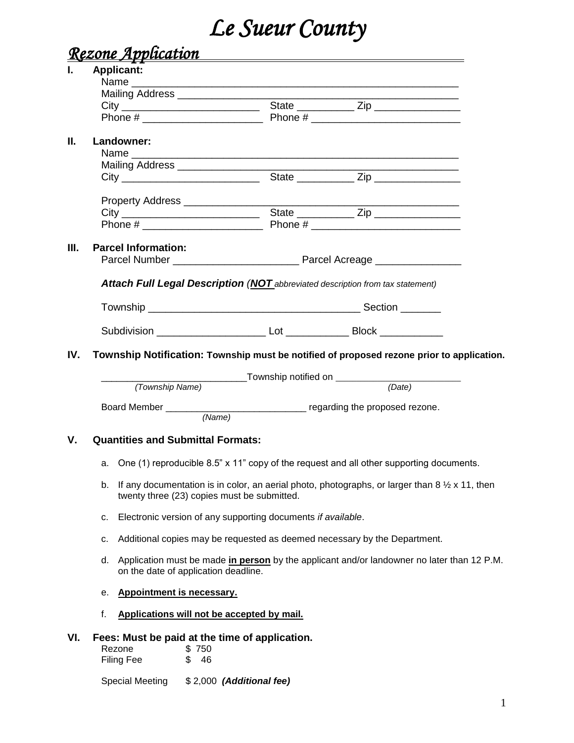# *Le Sueur County*

## *Rezone Application*

**I. Applicant:**

Name ______________________________________________________

Mailing Address _____________________________________________

City ________________________ State __________ Zip _______________

Phone # _____________________ Phone # __________________________

**II. Landowner:**

Name ______________________________________________________

Mailing Address _____________________________________________

City ________________________ State __________ Zip _______________

Property Address ____________________________________________

City ________________________ State __________ Zip _______________

Phone # _____________________ Phone # __________________________

**III. Parcel Information:**

Parcel Number _____________________ Parcel Acreage _______________

***Attach Full Legal Description*** (***NOT*** *abbreviated description from tax statement)*

Township ____________________________________ Section _______

Subdivision ___________________ Lot ___________ Block ___________

**IV. Township Notification: Township must be notified of proposed rezone prior to application.**

___________________________Township notified on ________________________
*(Township Name)* *(Date)*

Board Member __________________________ regarding the proposed rezone.
*(Name)*

**V. Quantities and Submittal Formats:**

a. One (1) reproducible 8.5" x 11" copy of the request and all other supporting documents.

b. If any documentation is in color, an aerial photo, photographs, or larger than 8 ½ x 11, then twenty three (23) copies must be submitted.

c. Electronic version of any supporting documents *if available*.

c. Additional copies may be requested as deemed necessary by the Department.

d. Application must be made **in person** by the applicant and/or landowner no later than 12 P.M. on the date of application deadline.

e. **Appointment is necessary.**

f. **Applications will not be accepted by mail.**

**VI. Fees: Must be paid at the time of application.**

Rezone $ 750
Filing Fee $ 46

Special Meeting $ 2,000 ***(Additional fee)***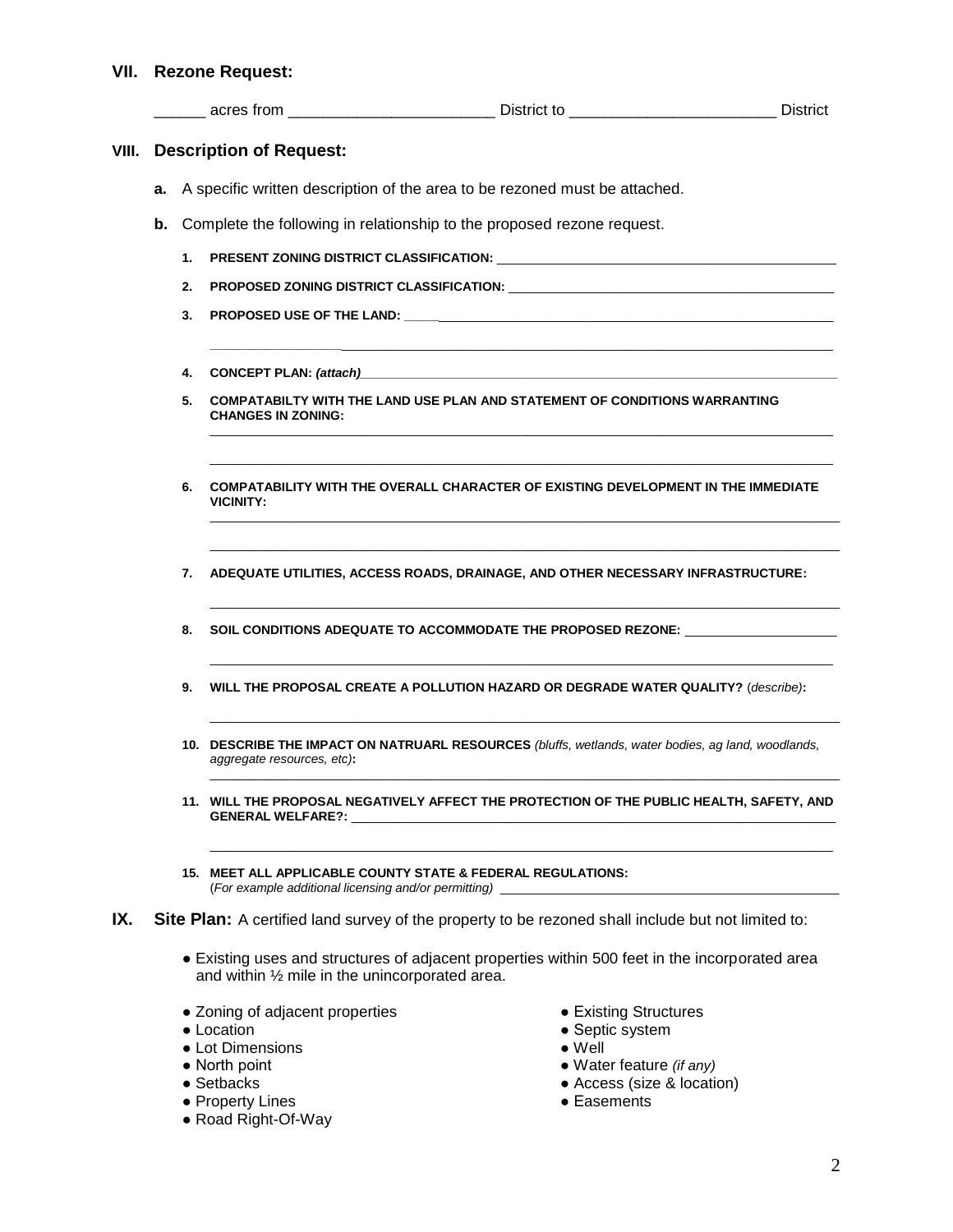## VII. Rezone Request:

______ acres from ________________________ District to ________________________ District

## VIII. Description of Request:

**a.** A specific written description of the area to be rezoned must be attached.

**b.** Complete the following in relationship to the proposed rezone request.

1. **PRESENT ZONING DISTRICT CLASSIFICATION:** ____________________________________________

2. **PROPOSED ZONING DISTRICT CLASSIFICATION:** ____________________________________________

3. **PROPOSED USE OF THE LAND:** ____________________________________________

   ____________________________________________________________________________

4. **CONCEPT PLAN:** ***(attach)*** ____________________________________________

5. **COMPATABILTY WITH THE LAND USE PLAN AND STATEMENT OF CONDITIONS WARRANTING CHANGES IN ZONING:**

   ____________________________________________________________________________

   ____________________________________________________________________________

6. **COMPATABILITY WITH THE OVERALL CHARACTER OF EXISTING DEVELOPMENT IN THE IMMEDIATE VICINITY:**

   ____________________________________________________________________________

   ____________________________________________________________________________

7. **ADEQUATE UTILITIES, ACCESS ROADS, DRAINAGE, AND OTHER NECESSARY INFRASTRUCTURE:**

   ____________________________________________________________________________

8. **SOIL CONDITIONS ADEQUATE TO ACCOMMODATE THE PROPOSED REZONE:** ____________________

   ____________________________________________________________________________

9. **WILL THE PROPOSAL CREATE A POLLUTION HAZARD OR DEGRADE WATER QUALITY?** (*describe*)**:**

   ____________________________________________________________________________

10. **DESCRIBE THE IMPACT ON NATRUARL RESOURCES** *(bluffs, wetlands, water bodies, ag land, woodlands, aggregate resources, etc)***:**

    ____________________________________________________________________________

11. **WILL THE PROPOSAL NEGATIVELY AFFECT THE PROTECTION OF THE PUBLIC HEALTH, SAFETY, AND GENERAL WELFARE?:** ____________________________________________

    ____________________________________________________________________________

15. **MEET ALL APPLICABLE COUNTY STATE & FEDERAL REGULATIONS:**
    (*For example additional licensing and/or permitting)* ____________________________________________

## IX. Site Plan:

A certified land survey of the property to be rezoned shall include but not limited to:

- Existing uses and structures of adjacent properties within 500 feet in the incorporated area and within ½ mile in the unincorporated area.

- Zoning of adjacent properties
- Location
- Lot Dimensions
- North point
- Setbacks
- Property Lines
- Road Right-Of-Way
- Existing Structures
- Septic system
- Well
- Water feature *(if any)*
- Access (size & location)
- Easements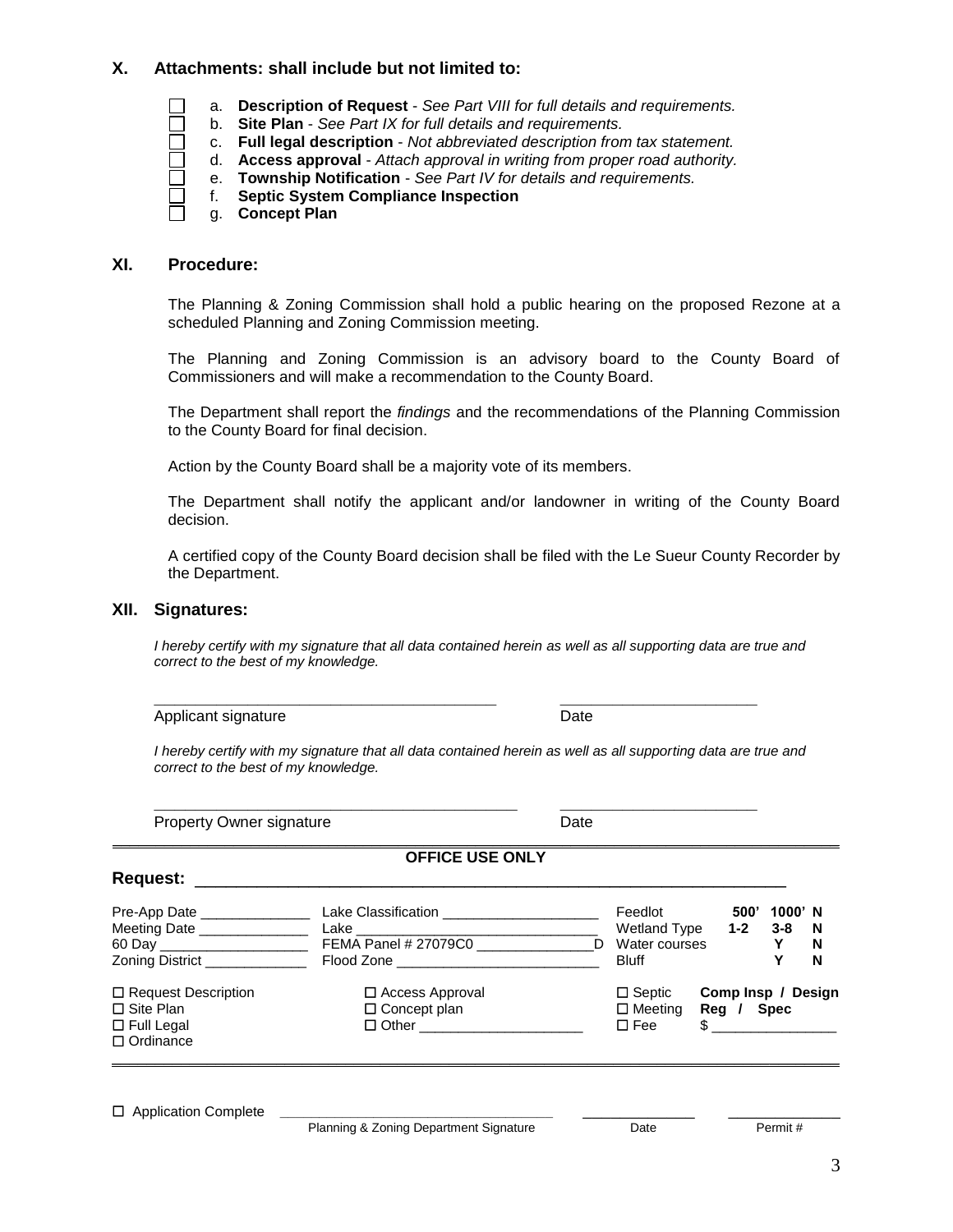## X. Attachments: shall include but not limited to:

- ☐ a. **Description of Request** - *See Part VIII for full details and requirements.*
- ☐ b. **Site Plan** - *See Part IX for full details and requirements.*
- ☐ c. **Full legal description** - *Not abbreviated description from tax statement.*
- ☐ d. **Access approval** - *Attach approval in writing from proper road authority.*
- ☐ e. **Township Notification** - *See Part IV for details and requirements.*
- ☐ f. **Septic System Compliance Inspection**
- ☐ g. **Concept Plan**

## XI. Procedure:

The Planning & Zoning Commission shall hold a public hearing on the proposed Rezone at a scheduled Planning and Zoning Commission meeting.

The Planning and Zoning Commission is an advisory board to the County Board of Commissioners and will make a recommendation to the County Board.

The Department shall report the *findings* and the recommendations of the Planning Commission to the County Board for final decision.

Action by the County Board shall be a majority vote of its members.

The Department shall notify the applicant and/or landowner in writing of the County Board decision.

A certified copy of the County Board decision shall be filed with the Le Sueur County Recorder by the Department.

## XII. Signatures:

*I hereby certify with my signature that all data contained herein as well as all supporting data are true and correct to the best of my knowledge.*

\_\_\_\_\_\_\_\_\_\_\_\_\_\_\_\_\_\_\_\_\_\_\_\_\_\_\_\_\_\_\_\_\_\_\_\_\_\_\_\_ \_\_\_\_\_\_\_\_\_\_\_\_\_\_\_\_\_\_\_\_\_\_\_

Applicant signature Date

*I hereby certify with my signature that all data contained herein as well as all supporting data are true and correct to the best of my knowledge.*

\_\_\_\_\_\_\_\_\_\_\_\_\_\_\_\_\_\_\_\_\_\_\_\_\_\_\_\_\_\_\_\_\_\_\_\_\_\_\_\_ \_\_\_\_\_\_\_\_\_\_\_\_\_\_\_\_\_\_\_\_\_\_\_

Property Owner signature Date

---

**OFFICE USE ONLY**

**Request:** \_\_\_\_\_\_\_\_\_\_\_\_\_\_\_\_\_\_\_\_\_\_\_\_\_\_\_\_\_\_\_\_\_\_\_\_\_\_\_\_\_\_\_\_\_\_\_\_\_\_\_\_\_\_\_\_\_\_\_\_\_\_

| | | | | | |
|---|---|---|---|---|---|
| Pre-App Date \_\_\_\_\_\_\_\_\_\_\_\_\_ | Lake Classification \_\_\_\_\_\_\_\_\_\_\_\_\_\_\_\_\_\_ | Feedlot | **500'** | **1000'** | **N** |
| Meeting Date \_\_\_\_\_\_\_\_\_\_\_\_\_ | Lake \_\_\_\_\_\_\_\_\_\_\_\_\_\_\_\_\_\_\_\_\_\_\_\_\_\_\_\_\_\_ | Wetland Type | **1-2** | **3-8** | **N** |
| 60 Day \_\_\_\_\_\_\_\_\_\_\_\_\_\_\_\_\_\_ | FEMA Panel # 27079C0 \_\_\_\_\_\_\_\_\_\_\_\_\_\_D | Water courses | | **Y** | **N** |
| Zoning District \_\_\_\_\_\_\_\_\_\_\_\_ | Flood Zone \_\_\_\_\_\_\_\_\_\_\_\_\_\_\_\_\_\_\_\_\_\_\_\_\_ | Bluff | | **Y** | **N** |

| | | | |
|---|---|---|---|
| ☐ Request Description | ☐ Access Approval | ☐ Septic | **Comp Insp / Design** |
| ☐ Site Plan | ☐ Concept plan | ☐ Meeting | **Reg / Spec** |
| ☐ Full Legal | ☐ Other \_\_\_\_\_\_\_\_\_\_\_\_\_\_\_\_\_\_\_\_ | ☐ Fee | $ \_\_\_\_\_\_\_\_\_\_\_\_\_\_\_ |
| ☐ Ordinance | | | |

---

☐ Application Complete \_\_\_\_\_\_\_\_\_\_\_\_\_\_\_\_\_\_\_\_\_\_\_\_\_\_\_\_\_\_\_\_\_\_ \_\_\_\_\_\_\_\_\_\_\_\_ \_\_\_\_\_\_\_\_\_\_\_\_

Planning & Zoning Department Signature Date Permit #